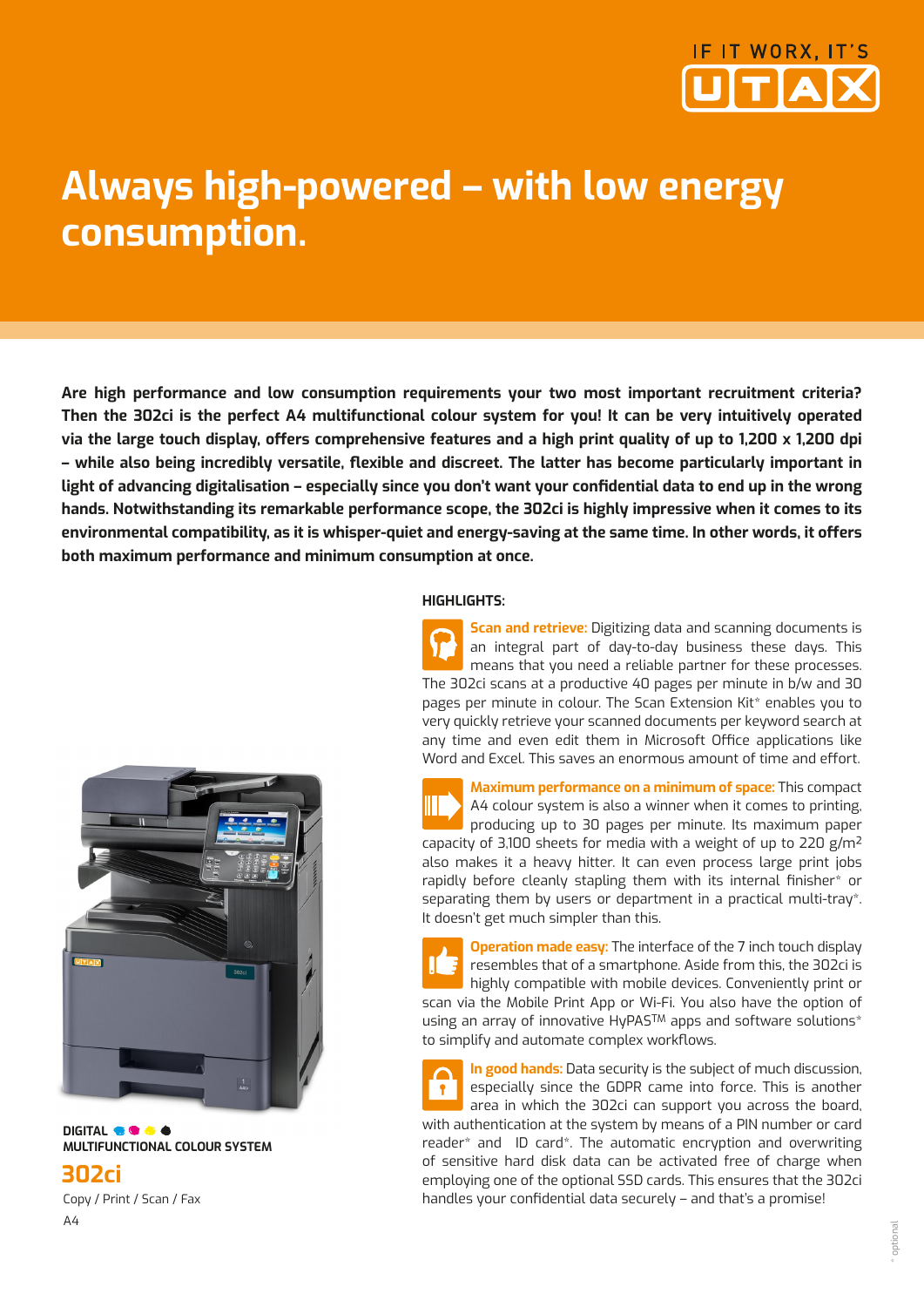IF IT WORX, IT'S UTAX

# Always high-powered – with low energy consumption.

**Are high performance and low consumption requirements your two most important recruitment criteria? Then the 302ci is the perfect A4 multifunctional colour system for you! It can be very intuitively operated via the large touch display, offers comprehensive features and a high print quality of up to 1,200 x 1,200 dpi – while also being incredibly versatile, flexible and discreet. The latter has become particularly important in light of advancing digitalisation – especially since you don't want your confidential data to end up in the wrong hands. Notwithstanding its remarkable performance scope, the 302ci is highly impressive when it comes to its environmental compatibility, as it is whisper-quiet and energy-saving at the same time. In other words, it offers both maximum performance and minimum consumption at once.**

**DIGITAL MULTIFUNCTIONAL COLOUR SYSTEM**

## 302ci

Copy / Print / Scan / Fax

A4

**HIGHLIGHTS:**

**Scan and retrieve:** Digitizing data and scanning documents is an integral part of day-to-day business these days. This means that you need a reliable partner for these processes. The 302ci scans at a productive 40 pages per minute in b/w and 30 pages per minute in colour. The Scan Extension Kit* enables you to very quickly retrieve your scanned documents per keyword search at any time and even edit them in Microsoft Office applications like Word and Excel. This saves an enormous amount of time and effort.

**Maximum performance on a minimum of space:** This compact A4 colour system is also a winner when it comes to printing, producing up to 30 pages per minute. Its maximum paper capacity of 3,100 sheets for media with a weight of up to 220 g/m² also makes it a heavy hitter. It can even process large print jobs rapidly before cleanly stapling them with its internal finisher* or separating them by users or department in a practical multi-tray*. It doesn't get much simpler than this.

**Operation made easy:** The interface of the 7 inch touch display resembles that of a smartphone. Aside from this, the 302ci is highly compatible with mobile devices. Conveniently print or scan via the Mobile Print App or Wi-Fi. You also have the option of using an array of innovative HyPAS™ apps and software solutions* to simplify and automate complex workflows.

**In good hands:** Data security is the subject of much discussion, especially since the GDPR came into force. This is another area in which the 302ci can support you across the board, with authentication at the system by means of a PIN number or card reader* and ID card*. The automatic encryption and overwriting of sensitive hard disk data can be activated free of charge when employing one of the optional SSD cards. This ensures that the 302ci handles your confidential data securely – and that's a promise!

* optional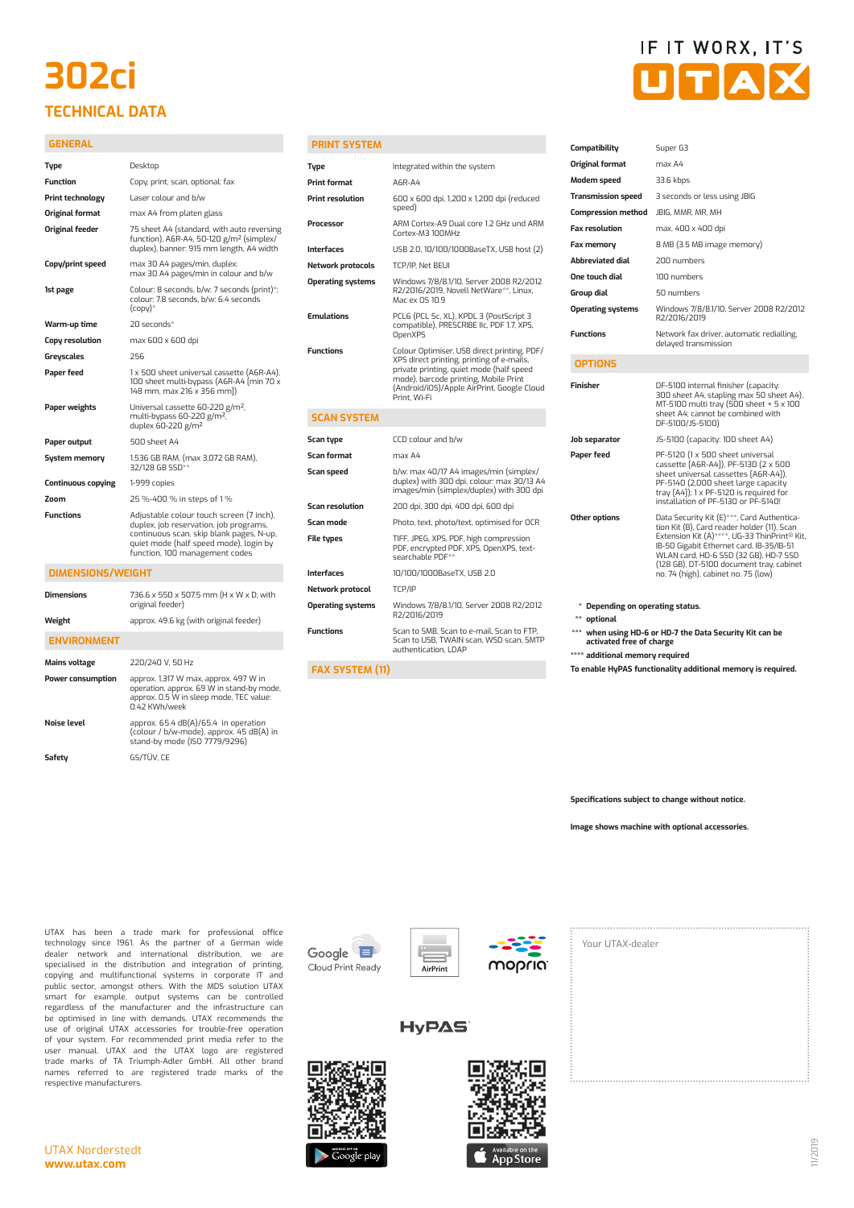# 302ci

## TECHNICAL DATA

IF IT WORX, IT'S UTAX

### GENERAL

| | |
|---|---|
| **Type** | Desktop |
| **Function** | Copy, print, scan, optional: fax |
| **Print technology** | Laser colour and b/w |
| **Original format** | max A4 from platen glass |
| **Original feeder** | 75 sheet A4 (standard, with auto reversing function), A6R-A4, 50-120 g/m² (simplex/duplex), banner: 915 mm length, A4 width |
| **Copy/print speed** | max 30 A4 pages/min, duplex: max 30 A4 pages/min in colour and b/w |
| **1st page** | Colour: 8 seconds, b/w: 7 seconds (print)*; colour: 7.8 seconds, b/w: 6.4 seconds (copy)* |
| **Warm-up time** | 20 seconds* |
| **Copy resolution** | max 600 x 600 dpi |
| **Greyscales** | 256 |
| **Paper feed** | 1 x 500 sheet universal cassette (A6R-A4), 100 sheet multi-bypass (A6R-A4 [min 70 x 148 mm, max 216 x 356 mm]) |
| **Paper weights** | Universal cassette 60-220 g/m², multi-bypass 60-220 g/m², duplex 60-220 g/m² |
| **Paper output** | 500 sheet A4 |
| **System memory** | 1,536 GB RAM, (max 3,072 GB RAM), 32/128 GB SSD** |
| **Continuous copying** | 1-999 copies |
| **Zoom** | 25 %-400 % in steps of 1 % |
| **Functions** | Adjustable colour touch screen (7 inch), duplex, job reservation, job programs, continuous scan, skip blank pages, N-up, quiet mode (half speed mode), login by function, 100 management codes |

### DIMENSIONS/WEIGHT

| | |
|---|---|
| **Dimensions** | 736.6 x 550 x 507.5 mm (H x W x D; with original feeder) |
| **Weight** | approx. 49.6 kg (with original feeder) |

### ENVIRONMENT

| | |
|---|---|
| **Mains voltage** | 220/240 V, 50 Hz |
| **Power consumption** | approx. 1,317 W max, approx. 497 W in operation, approx. 69 W in stand-by mode, approx. 0.5 W in sleep mode, TEC value: 0.42 KWh/week |
| **Noise level** | approx. 65.4 dB(A)/65.4 in operation (colour / b/w-mode), approx. 45 dB(A) in stand-by mode (ISO 7779/9296) |
| **Safety** | GS/TÜV, CE |

### PRINT SYSTEM

| | |
|---|---|
| **Type** | Integrated within the system |
| **Print format** | A6R-A4 |
| **Print resolution** | 600 x 600 dpi, 1,200 x 1,200 dpi (reduced speed) |
| **Processor** | ARM Cortex-A9 Dual core 1.2 GHz und ARM Cortex-M3 100MHz |
| **Interfaces** | USB 2.0, 10/100/1000BaseTX, USB host (2) |
| **Network protocols** | TCP/IP, Net BEUI |
| **Operating systems** | Windows 7/8/8.1/10, Server 2008 R2/2012 R2/2016/2019, Novell NetWare**, Linux, Mac ex OS 10.9 |
| **Emulations** | PCL6 (PCL 5c, XL), KPDL 3 (PostScript 3 compatible), PRESCRIBE IIc, PDF 1.7, XPS, OpenXPS |
| **Functions** | Colour Optimiser, USB direct printing, PDF/XPS direct printing, printing of e-mails, private printing, quiet mode (half speed mode), barcode printing, Mobile Print (Android/iOS)/Apple AirPrint, Google Cloud Print, Wi-Fi |

### SCAN SYSTEM

| | |
|---|---|
| **Scan type** | CCD colour and b/w |
| **Scan format** | max A4 |
| **Scan speed** | b/w: max 40/17 A4 images/min (simplex/duplex) with 300 dpi, colour: max 30/13 A4 images/min (simplex/duplex) with 300 dpi |
| **Scan resolution** | 200 dpi, 300 dpi, 400 dpi, 600 dpi |
| **Scan mode** | Photo, text, photo/text, optimised for OCR |
| **File types** | TIFF, JPEG, XPS, PDF, high compression PDF, encrypted PDF, XPS, OpenXPS, text-searchable PDF** |
| **Interfaces** | 10/100/1000BaseTX, USB 2.0 |
| **Network protocol** | TCP/IP |
| **Operating systems** | Windows 7/8/8.1/10, Server 2008 R2/2012 R2/2016/2019 |
| **Functions** | Scan to SMB, Scan to e-mail, Scan to FTP, Scan to USB, TWAIN scan, WSD scan, SMTP authentication, LDAP |

### FAX SYSTEM (11)

| | |
|---|---|
| **Compatibility** | Super G3 |
| **Original format** | max A4 |
| **Modem speed** | 33.6 kbps |
| **Transmission speed** | 3 seconds or less using JBIG |
| **Compression method** | JBIG, MMR, MR, MH |
| **Fax resolution** | max. 400 x 400 dpi |
| **Fax memory** | 8 MB (3.5 MB image memory) |
| **Abbreviated dial** | 200 numbers |
| **One touch dial** | 100 numbers |
| **Group dial** | 50 numbers |
| **Operating systems** | Windows 7/8/8.1/10, Server 2008 R2/2012 R2/2016/2019 |
| **Functions** | Network fax driver, automatic redialling, delayed transmission |

### OPTIONS

| | |
|---|---|
| **Finisher** | DF-5100 internal finisher (capacity: 300 sheet A4, stapling max 50 sheet A4), MT-5100 multi tray (500 sheet + 5 x 100 sheet A4; cannot be combined with DF-5100/JS-5100) |
| **Job separator** | JS-5100 (capacity: 100 sheet A4) |
| **Paper feed** | PF-5120 (1 x 500 sheet universal cassette [A6R-A4]), PF-5130 (2 x 500 sheet universal cassettes [A6R-A4]), PF-5140 (2,000 sheet large capacity tray [A4]); 1 x PF-5120 is required for installation of PF-5130 or PF-5140! |
| **Other options** | Data Security Kit (E)***, Card Authentication Kit (B), Card reader holder (11), Scan Extension Kit (A)****, UG-33 ThinPrint® Kit, IB-50 Gigabit Ethernet card, IB-35/IB-51 WLAN card, HD-6 SSD (32 GB), HD-7 SSD (128 GB), DT-5100 document tray, cabinet no. 74 (high), cabinet no. 75 (low) |

\* **Depending on operating status.**
\** **optional**
\*** **when using HD-6 or HD-7 the Data Security Kit can be activated free of charge**
\**** **additional memory required**
**To enable HyPAS functionality additional memory is required.**

**Specifications subject to change without notice.**

**Image shows machine with optional accessories.**

UTAX has been a trade mark for professional office technology since 1961. As the partner of a German wide dealer network and international distribution, we are specialised in the distribution and integration of printing, copying and multifunctional systems in corporate IT and public sector, amongst others. With the MDS solution UTAX smart for example, output systems can be controlled regardless of the manufacturer and the infrastructure can be optimised in line with demands. UTAX recommends the use of original UTAX accessories for trouble-free operation of your system. For recommended print media refer to the user manual. UTAX and the UTAX logo are registered trade marks of TA Triumph-Adler GmbH. All other brand names referred to are registered trade marks of the respective manufacturers.

Google Cloud Print Ready

AirPrint

mopria

HyPAS

Google play

Available on the App Store

Your UTAX-dealer

UTAX Norderstedt
**www.utax.com**

11/2019